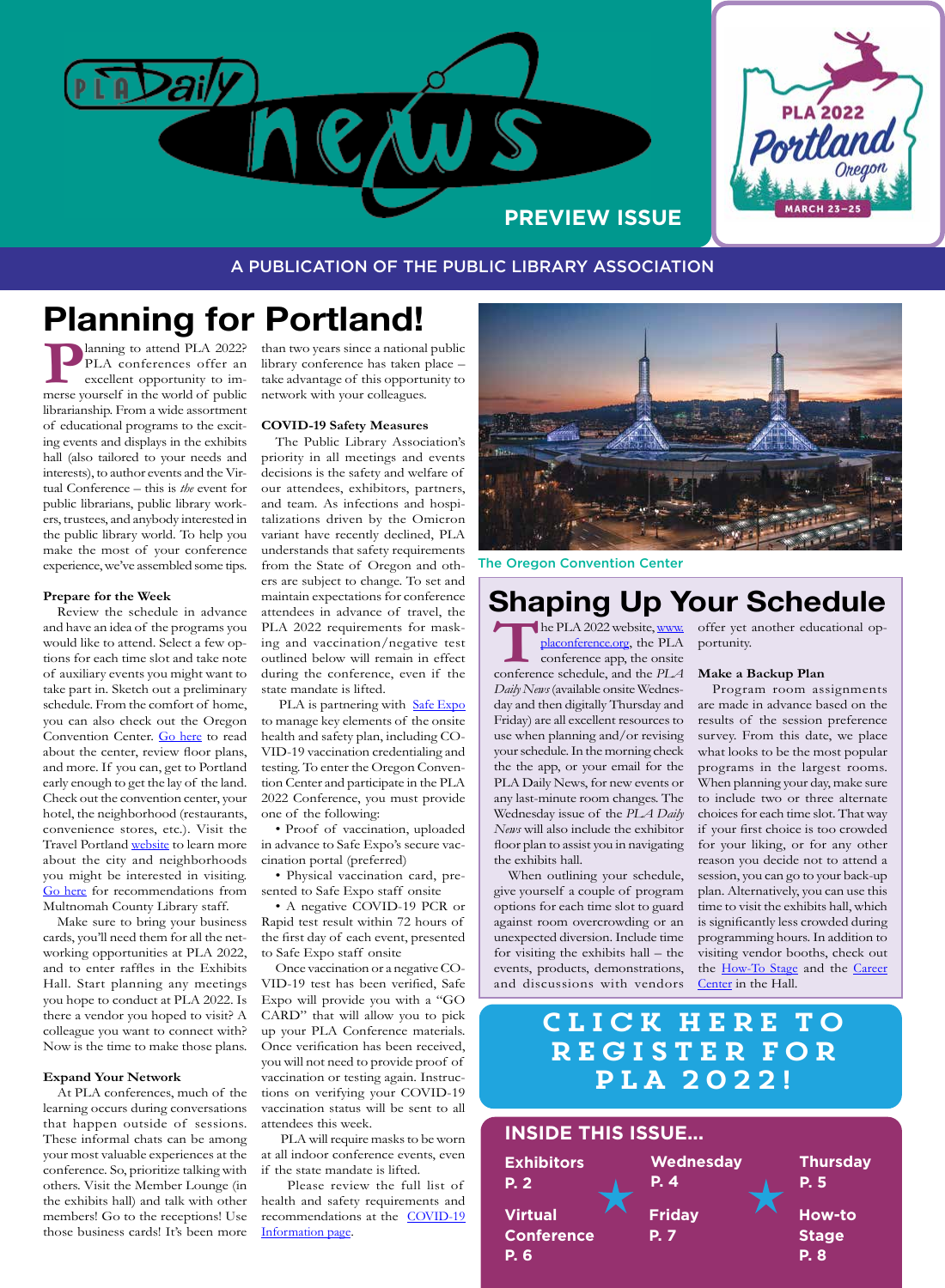PLA Daily news

PREVIEW ISSUE

PLA 2022 Portland Oregon MARCH 23–25

A PUBLICATION OF THE PUBLIC LIBRARY ASSOCIATION

# Planning for Portland!

Planning to attend PLA 2022? PLA conferences offer an excellent opportunity to immerse yourself in the world of public librarianship. From a wide assortment of educational programs to the exciting events and displays in the exhibits hall (also tailored to your needs and interests), to author events and the Virtual Conference – this is *the* event for public librarians, public library workers, trustees, and anybody interested in the public library world. To help you make the most of your conference experience, we've assembled some tips.

**Prepare for the Week**

Review the schedule in advance and have an idea of the programs you would like to attend. Select a few options for each time slot and take note of auxiliary events you might want to take part in. Sketch out a preliminary schedule. From the comfort of home, you can also check out the Oregon Convention Center. Go here to read about the center, review floor plans, and more. If you can, get to Portland early enough to get the lay of the land. Check out the convention center, your hotel, the neighborhood (restaurants, convenience stores, etc.). Visit the Travel Portland website to learn more about the city and neighborhoods you might be interested in visiting. Go here for recommendations from Multnomah County Library staff.

Make sure to bring your business cards, you'll need them for all the networking opportunities at PLA 2022, and to enter raffles in the Exhibits Hall. Start planning any meetings you hope to conduct at PLA 2022. Is there a vendor you hoped to visit? A colleague you want to connect with? Now is the time to make those plans.

**Expand Your Network**

At PLA conferences, much of the learning occurs during conversations that happen outside of sessions. These informal chats can be among your most valuable experiences at the conference. So, prioritize talking with others. Visit the Member Lounge (in the exhibits hall) and talk with other members! Go to the receptions! Use those business cards! It's been more than two years since a national public library conference has taken place – take advantage of this opportunity to network with your colleagues.

**COVID-19 Safety Measures**

The Public Library Association's priority in all meetings and events decisions is the safety and welfare of our attendees, exhibitors, partners, and team. As infections and hospitalizations driven by the Omicron variant have recently declined, PLA understands that safety requirements from the State of Oregon and others are subject to change. To set and maintain expectations for conference attendees in advance of travel, the PLA 2022 requirements for masking and vaccination/negative test outlined below will remain in effect during the conference, even if the state mandate is lifted.

PLA is partnering with Safe Expo to manage key elements of the onsite health and safety plan, including COVID-19 vaccination credentialing and testing. To enter the Oregon Convention Center and participate in the PLA 2022 Conference, you must provide one of the following:

- Proof of vaccination, uploaded in advance to Safe Expo's secure vaccination portal (preferred)
- Physical vaccination card, presented to Safe Expo staff onsite
- A negative COVID-19 PCR or Rapid test result within 72 hours of the first day of each event, presented to Safe Expo staff onsite

Once vaccination or a negative COVID-19 test has been verified, Safe Expo will provide you with a "GO CARD" that will allow you to pick up your PLA Conference materials. Once verification has been received, you will not need to provide proof of vaccination or testing again. Instructions on verifying your COVID-19 vaccination status will be sent to all attendees this week.

PLA will require masks to be worn at all indoor conference events, even if the state mandate is lifted.

Please review the full list of health and safety requirements and recommendations at the COVID-19 Information page.

The Oregon Convention Center

# Shaping Up Your Schedule

The PLA 2022 website, www.placonference.org, the PLA conference app, the onsite conference schedule, and the *PLA Daily News* (available onsite Wednesday and then digitally Thursday and Friday) are all excellent resources to use when planning and/or revising your schedule. In the morning check the the app, or your email for the PLA Daily News, for new events or any last-minute room changes. The Wednesday issue of the *PLA Daily News* will also include the exhibitor floor plan to assist you in navigating the exhibits hall.

When outlining your schedule, give yourself a couple of program options for each time slot to guard against room overcrowding or an unexpected diversion. Include time for visiting the exhibits hall – the events, products, demonstrations, and discussions with vendors offer yet another educational opportunity.

**Make a Backup Plan**

Program room assignments are made in advance based on the results of the session preference survey. From this date, we place what looks to be the most popular programs in the largest rooms. When planning your day, make sure to include two or three alternate choices for each time slot. That way if your first choice is too crowded for your liking, or for any other reason you decide not to attend a session, you can go to your back-up plan. Alternatively, you can use this time to visit the exhibits hall, which is significantly less crowded during programming hours. In addition to visiting vendor booths, check out the How-To Stage and the Career Center in the Hall.

**CLICK HERE TO REGISTER FOR PLA 2022!**

## INSIDE THIS ISSUE...

- Exhibitors P. 2
- Wednesday P. 4
- Thursday P. 5
- Virtual Conference P. 6
- Friday P. 7
- How-to Stage P. 8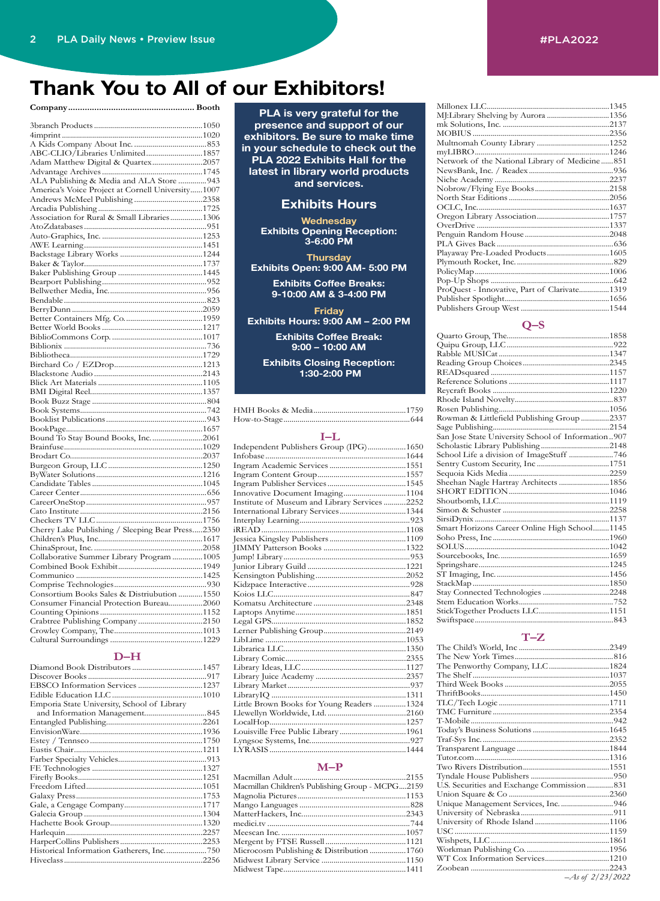# Thank You to All of our Exhibitors!

| Company | Booth |
|---|---|
| 3branch Products | 1050 |
| 4imprint | 1020 |
| A Kids Company About Inc. | 853 |
| ABC-CLIO/Libraries Unlimited | 1857 |
| Adam Matthew Digital & Quartex | 2057 |
| Advantage Archives | 1745 |
| ALA Publishing & Media and ALA Store | 943 |
| America's Voice Project at Cornell University | 1007 |
| Andrews McMeel Publishing | 2358 |
| Arcadia Publishing | 1725 |
| Association for Rural & Small Libraries | 1306 |
| AtoZdatabases | 951 |
| Auto-Graphics, Inc. | 1253 |
| AWE Learning | 1451 |
| Backstage Library Works | 1244 |
| Baker & Taylor | 1737 |
| Baker Publishing Group | 1445 |
| Bearport Publishing | 952 |
| Bellwether Media, Inc. | 956 |
| Bendable | 823 |
| BerryDunn | 2059 |
| Better Containers Mfg. Co. | 1959 |
| Better World Books | 1217 |
| BiblioCommons Corp. | 1017 |
| Biblionix | 736 |
| Bibliotheca | 1729 |
| Birchard Co / EZDrop | 1213 |
| Blackstone Audio | 2143 |
| Blick Art Materials | 1105 |
| BMI Digital Reel | 1357 |
| Book Buzz Stage | 804 |
| Book Systems | 742 |
| Booklist Publications | 943 |
| BookPage | 1657 |
| Bound To Stay Bound Books, Inc. | 2061 |
| Brainfuse | 1029 |
| Brodart Co. | 2037 |
| Burgeon Group, LLC | 1250 |
| ByWater Solutions | 1216 |
| Candidate Tables | 1045 |
| Career Center | 656 |
| CareerOneStop | 957 |
| Cato Institute | 2156 |
| Checkers TV LLC | 1756 |
| Cherry Lake Publishing / Sleeping Bear Press | 2350 |
| Children's Plus, Inc. | 1617 |
| ChinaSprout, Inc. | 2058 |
| Collaborative Summer Library Program | 1005 |
| Combined Book Exhibit | 1949 |
| Communico | 1425 |
| Comprise Technologies | 930 |
| Consortium Books Sales & Distribution | 1550 |
| Consumer Financial Protection Bureau | 2060 |
| Counting Opinions | 1152 |
| Crabtree Publishing Company | 2150 |
| Crowley Company, The | 1013 |
| Cultural Surroundings | 1229 |

## D–H

| Company | Booth |
|---|---|
| Diamond Book Distributors | 1457 |
| Discover Books | 917 |
| EBSCO Information Services | 1237 |
| Edible Education LLC | 1010 |
| Emporia State University, School of Library and Information Management | 845 |
| Entangled Publishing | 2261 |
| EnvisionWare | 1936 |
| Estey / Tennsco | 1750 |
| Eustis Chair | 1211 |
| Farber Specialty Vehicles | 913 |
| FE Technologies | 1327 |
| Firefly Books | 1251 |
| Freedom Lifted | 1051 |
| Galaxy Press | 1753 |
| Gale, a Cengage Company | 1717 |
| Galecia Group | 1304 |
| Hachette Book Group | 1320 |
| Harlequin | 2257 |
| HarperCollins Publishers | 2253 |
| Historical Information Gatherers, Inc. | 750 |
| Hiveclass | 2256 |
| HMH Books & Media | 1759 |
| How-to-Stage | 644 |

**PLA is very grateful for the presence and support of our exhibitors. Be sure to make time in your schedule to check out the PLA 2022 Exhibits Hall for the latest in library world products and services.**

## Exhibits Hours

**Wednesday**
**Exhibits Opening Reception: 3-6:00 PM**

**Thursday**
**Exhibits Open: 9:00 AM- 5:00 PM**
**Exhibits Coffee Breaks: 9-10:00 AM & 3-4:00 PM**

**Friday**
**Exhibits Hours: 9:00 AM – 2:00 PM**
**Exhibits Coffee Break: 9:00 – 10:00 AM**
**Exhibits Closing Reception: 1:30-2:00 PM**

## I–L

| Company | Booth |
|---|---|
| Independent Publishers Group (IPG) | 1650 |
| Infobase | 1644 |
| Ingram Academic Services | 1551 |
| Ingram Content Group | 1557 |
| Ingram Publisher Services | 1545 |
| Innovative Document Imaging | 1104 |
| Institute of Museum and Library Services | 2252 |
| International Library Services | 1344 |
| Interplay Learning | 923 |
| iREAD | 1108 |
| Jessica Kingsley Publishers | 1109 |
| JIMMY Patterson Books | 1322 |
| Jump! Library | 953 |
| Junior Library Guild | 1221 |
| Kensington Publishing | 2052 |
| Kidzpace Interactive | 928 |
| Koios LLC | 847 |
| Komatsu Architecture | 2348 |
| Laptops Anytime | 1851 |
| Legal GPS | 1852 |
| Lerner Publishing Group | 2149 |
| LibLime | 1053 |
| Libraríca LLC | 1350 |
| Library Comic | 2355 |
| Library Ideas, LLC | 1127 |
| Library Juice Academy | 2357 |
| Library Market | 937 |
| LibraryIQ | 1311 |
| Little Brown Books for Young Readers | 1324 |
| Llewellyn Worldwide, Ltd. | 2160 |
| LocalHop | 1257 |
| Louisville Free Public Library | 1961 |
| Lyngsoe Systems, Inc. | 927 |
| LYRASIS | 1444 |

## M–P

| Company | Booth |
|---|---|
| Macmillan Adult | 2155 |
| Macmillan Children's Publishing Group - MCPG | 2159 |
| Magnolia Pictures | 1153 |
| Mango Languages | 828 |
| MatterHackers, Inc. | 2343 |
| medici.tv | 744 |
| Meescan Inc. | 1057 |
| Mergent by FTSE Russell | 1121 |
| Microcosm Publishing & Distribution | 1760 |
| Midwest Library Service | 1150 |
| Midwest Tape | 1411 |
| Millonex LLC | 1345 |
| MJ:Library Shelving by Aurora | 1356 |
| mk Solutions, Inc. | 2137 |
| MOBIUS | 2356 |
| Multnomah County Library | 1252 |
| myLIBRO | 1246 |
| Network of the National Library of Medicine | 851 |
| NewsBank, Inc. / Readex | 936 |
| Niche Academy | 2237 |
| Nobrow/Flying Eye Books | 2158 |
| North Star Editions | 2056 |
| OCLC, Inc. | 1637 |
| Oregon Library Association | 1757 |
| OverDrive | 1337 |
| Penguin Random House | 2048 |
| PLA Gives Back | 636 |
| Playaway Pre-Loaded Products | 1605 |
| Plymouth Rocket, Inc. | 829 |
| PolicyMap | 1006 |
| Pop-Up Shops | 642 |
| ProQuest - Innovative, Part of Clarivate | 1319 |
| Publisher Spotlight | 1656 |
| Publishers Group West | 1544 |

## Q–S

| Company | Booth |
|---|---|
| Quarto Group, The | 1858 |
| Quipu Group, LLC | 922 |
| Rabble MUSICat | 1347 |
| Reading Group Choices | 2345 |
| READsquared | 1157 |
| Reference Solutions | 1117 |
| Reycraft Books | 1220 |
| Rhode Island Novelty | 837 |
| Rosen Publishing | 1056 |
| Rowman & Littlefield Publishing Group | 2337 |
| Sage Publishing | 2154 |
| San Jose State University School of Information | 907 |
| Scholastic Library Publishing | 2148 |
| School Life a division of ImageStuff | 746 |
| Sentry Custom Security, Inc | 1751 |
| Sequoia Kids Media | 2259 |
| Sheehan Nagle Hartray Architects | 1856 |
| SHORT EDITION | 1046 |
| Shoutbomb, LLC | 1119 |
| Simon & Schuster | 2258 |
| SirsiDynix | 1137 |
| Smart Horizons Career Online High School | 1145 |
| Soho Press, Inc | 1960 |
| SOLUS | 1042 |
| Sourcebooks, Inc. | 1659 |
| Springshare | 1245 |
| ST Imaging, Inc. | 1456 |
| StackMap | 1850 |
| Stay Connected Technologies | 2248 |
| Stem Education Works | 752 |
| StickTogether Products LLC | 1151 |
| Swiftspace | 843 |

## T–Z

| Company | Booth |
|---|---|
| The Child's World, Inc | 2349 |
| The New York Times | 816 |
| The Penworthy Company, LLC | 1824 |
| The Shelf | 1037 |
| Third Week Books | 2055 |
| ThriftBooks | 1450 |
| TLC/Tech Logic | 1711 |
| TMC Furniture | 2354 |
| T-Mobile | 942 |
| Today's Business Solutions | 1645 |
| Traf-Sys Inc. | 2352 |
| Transparent Language | 1844 |
| Tutor.com | 1316 |
| Two Rivers Distribution | 1551 |
| Tyndale House Publishers | 950 |
| U.S. Securities and Exchange Commission | 831 |
| Union Square & Co | 2360 |
| Unique Management Services, Inc. | 946 |
| University of Nebraska | 911 |
| University of Rhode Island | 1106 |
| USC | 1159 |
| Wishpets, LLC | 1861 |
| Workman Publishing Co. | 1956 |
| WT Cox Information Services | 1210 |
| Zoobean | 2243 |

*–As of 2/23/2022*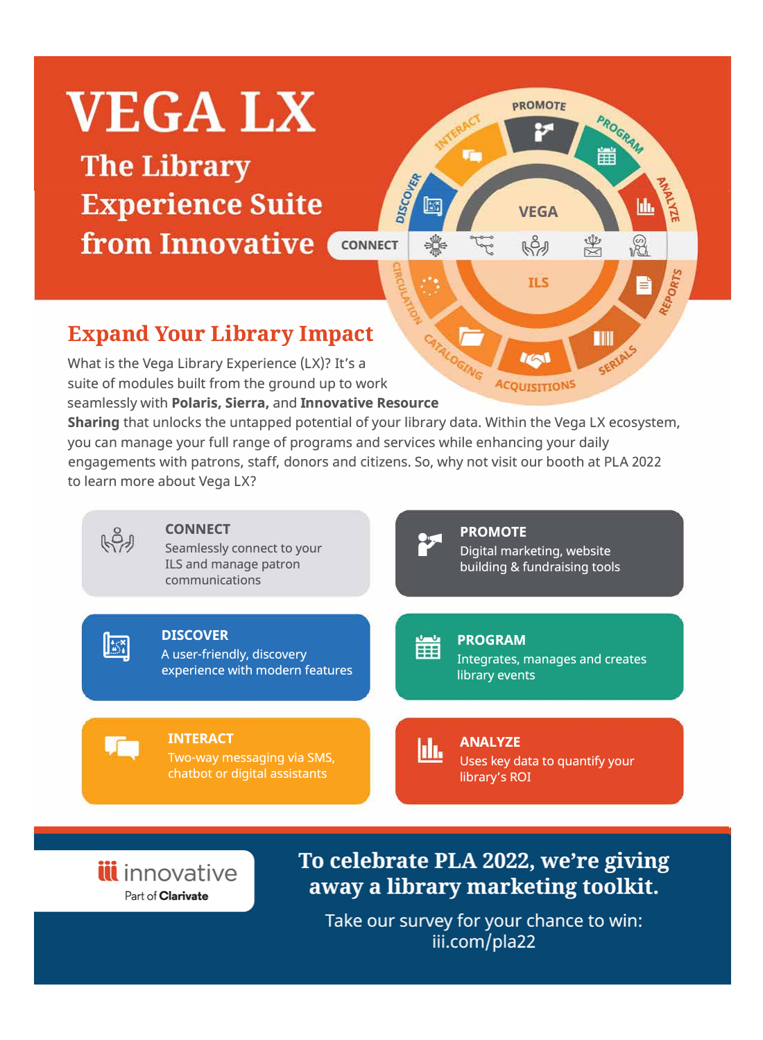# VEGA LX

## The Library Experience Suite from Innovative

## Expand Your Library Impact

What is the Vega Library Experience (LX)? It's a suite of modules built from the ground up to work seamlessly with **Polaris, Sierra,** and **Innovative Resource Sharing** that unlocks the untapped potential of your library data. Within the Vega LX ecosystem, you can manage your full range of programs and services while enhancing your daily engagements with patrons, staff, donors and citizens. So, why not visit our booth at PLA 2022 to learn more about Vega LX?

**CONNECT**
Seamlessly connect to your ILS and manage patron communications

**PROMOTE**
Digital marketing, website building & fundraising tools

**DISCOVER**
A user-friendly, discovery experience with modern features

**PROGRAM**
Integrates, manages and creates library events

**INTERACT**
Two-way messaging via SMS, chatbot or digital assistants

**ANALYZE**
Uses key data to quantify your library's ROI

innovative
Part of Clarivate

## To celebrate PLA 2022, we're giving away a library marketing toolkit.

Take our survey for your chance to win: iii.com/pla22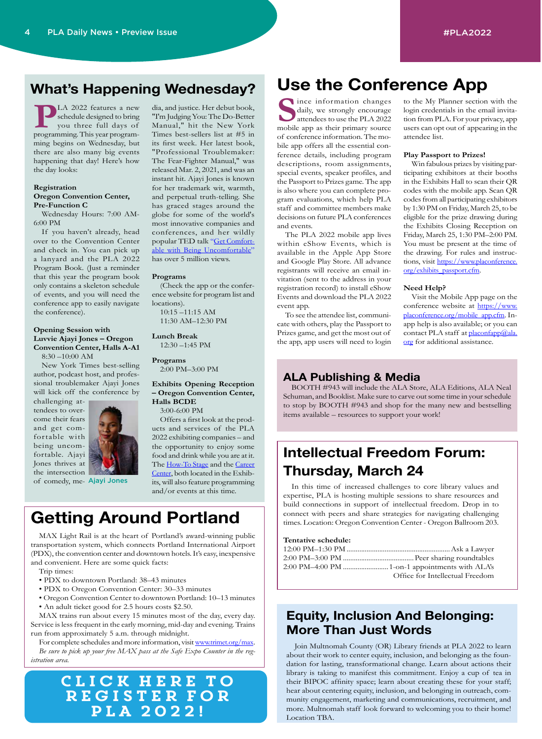## What's Happening Wednesday?

PLA 2022 features a new schedule designed to bring you three full days of programming. This year programming begins on Wednesday, but there are also many big events happening that day! Here's how the day looks:

**Registration**
**Oregon Convention Center, Pre-Function C**

Wednesday Hours: 7:00 AM–6:00 PM

If you haven't already, head over to the Convention Center and check in. You can pick up a lanyard and the PLA 2022 Program Book. (Just a reminder that this year the program book only contains a skeleton schedule of events, and you will need the conference app to easily navigate the conference).

**Opening Session with Luvvie Ajayi Jones – Oregon Convention Center, Halls A-A1**

8:30 –10:00 AM

New York Times best-selling author, podcast host, and professional troublemaker Ajayi Jones will kick off the conference by challenging attendees to overcome their fears and get comfortable with being uncomfortable. Ajayi Jones thrives at the intersection of comedy, media, and justice. Her debut book, "I'm Judging You: The Do-Better Manual," hit the New York Times best-sellers list at #5 in its first week. Her latest book, "Professional Troublemaker: The Fear-Fighter Manual," was released Mar. 2, 2021, and was an instant hit. Ajayi Jones is known for her trademark wit, warmth, and perpetual truth-telling. She has graced stages around the globe for some of the world's most innovative companies and conferences, and her wildly popular TED talk "Get Comfortable with Being Uncomfortable" has over 5 million views.

Ajayi Jones

**Programs**

(Check the app or the conference website for program list and locations).

10:15 –11:15 AM
11:30 AM–12:30 PM

**Lunch Break**

12:30 –1:45 PM

**Programs**

2:00 PM–3:00 PM

**Exhibits Opening Reception – Oregon Convention Center, Halls BCDE**

3:00-6:00 PM

Offers a first look at the products and services of the PLA 2022 exhibiting companies – and the opportunity to enjoy some food and drink while you are at it. The How-To Stage and the Career Center, both located in the Exhibits, will also feature programming and/or events at this time.

## Getting Around Portland

MAX Light Rail is at the heart of Portland's award-winning public transportation system, which connects Portland International Airport (PDX), the convention center and downtown hotels. It's easy, inexpensive and convenient. Here are some quick facts:

Trip times:

- PDX to downtown Portland: 38–43 minutes
- PDX to Oregon Convention Center: 30–33 minutes
- Oregon Convention Center to downtown Portland: 10–13 minutes
- An adult ticket good for 2.5 hours costs $2.50.

MAX trains run about every 15 minutes most of the day, every day. Service is less frequent in the early morning, mid-day and evening. Trains run from approximately 5 a.m. through midnight.

For complete schedules and more information, visit www.trimet.org/max.

*Be sure to pick up your free MAX pass at the Safe Expo Counter in the registration area.*

**CLICK HERE TO REGISTER FOR PLA 2022!**

## Use the Conference App

Since information changes daily, we strongly encourage attendees to use the PLA 2022 mobile app as their primary source of conference information. The mobile app offers all the essential conference details, including program descriptions, room assignments, special events, speaker profiles, and the Passport to Prizes game. The app is also where you can complete program evaluations, which help PLA staff and committee members make decisions on future PLA conferences and events.

The PLA 2022 mobile app lives within eShow Events, which is available in the Apple App Store and Google Play Store. All advance registrants will receive an email invitation (sent to the address in your registration record) to install eShow Events and download the PLA 2022 event app.

To see the attendee list, communicate with others, play the Passport to Prizes game, and get the most out of the app, app users will need to login to the My Planner section with the login credentials in the email invitation from PLA. For your privacy, app users can opt out of appearing in the attendee list.

**Play Passport to Prizes!**

Win fabulous prizes by visiting participating exhibitors at their booths in the Exhibits Hall to scan their QR codes with the mobile app. Scan QR codes from all participating exhibitors by 1:30 PM on Friday, March 25, to be eligible for the prize drawing during the Exhibits Closing Reception on Friday, March 25, 1:30 PM–2:00 PM. You must be present at the time of the drawing. For rules and instructions, visit https://www.placonference.org/exhibits_passport.cfm.

**Need Help?**

Visit the Mobile App page on the conference website at https://www.placonference.org/mobile_app.cfm. In-app help is also available; or you can contact PLA staff at placonfapp@ala.org for additional assistance.

## ALA Publishing & Media

BOOTH #943 will include the ALA Store, ALA Editions, ALA Neal Schuman, and Booklist. Make sure to carve out some time in your schedule to stop by BOOTH #943 and shop for the many new and bestselling items available – resources to support your work!

## Intellectual Freedom Forum: Thursday, March 24

In this time of increased challenges to core library values and expertise, PLA is hosting multiple sessions to share resources and build connections in support of intellectual freedom. Drop in to connect with peers and share strategies for navigating challenging times. Location: Oregon Convention Center - Oregon Ballroom 203.

**Tentative schedule:**

12:00 PM–1:30 PM ........ Ask a Lawyer
2:00 PM–3:00 PM ........ Peer sharing roundtables
2:00 PM–4:00 PM ........ 1-on-1 appointments with ALA's Office for Intellectual Freedom

## Equity, Inclusion And Belonging: More Than Just Words

Join Multnomah County (OR) Library friends at PLA 2022 to learn about their work to center equity, inclusion, and belonging as the foundation for lasting, transformational change. Learn about actions their library is taking to manifest this commitment. Enjoy a cup of tea in their BIPOC affinity space; learn about creating these for your staff; hear about centering equity, inclusion, and belonging in outreach, community engagement, marketing and communications, recruitment, and more. Multnomah staff look forward to welcoming you to their home! Location TBA.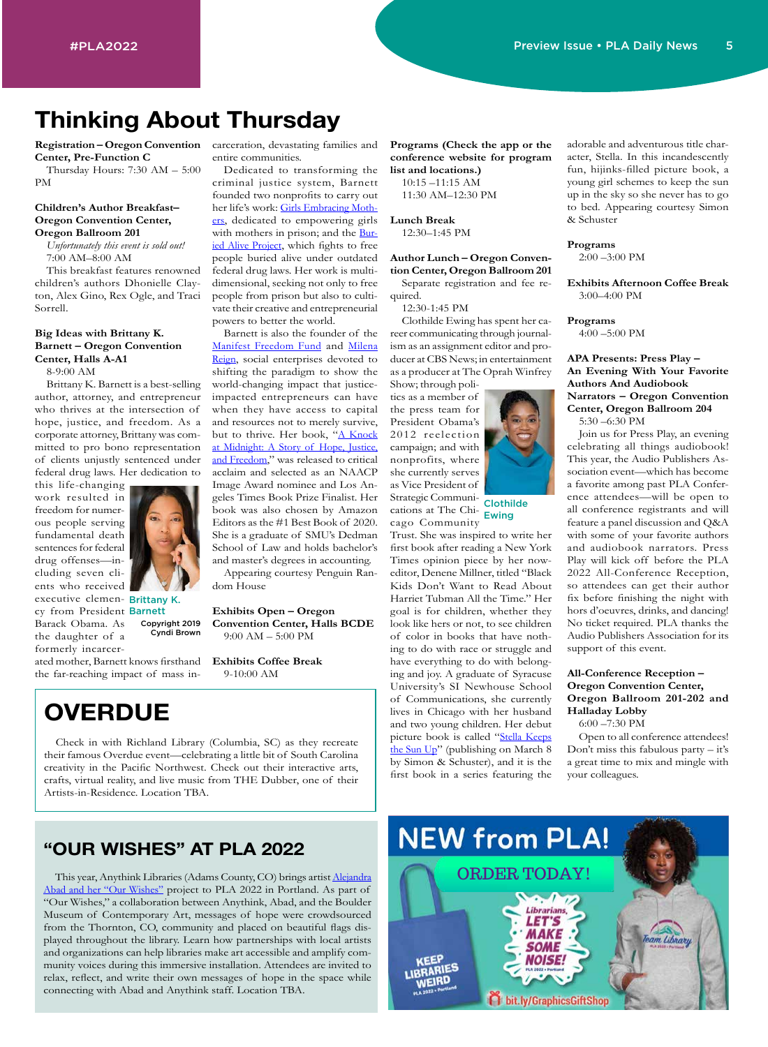# Thinking About Thursday

**Registration – Oregon Convention Center, Pre-Function C**

Thursday Hours: 7:30 AM – 5:00 PM

**Children's Author Breakfast– Oregon Convention Center, Oregon Ballroom 201**

*Unfortunately this event is sold out!*

7:00 AM–8:00 AM

This breakfast features renowned children's authors Dhonielle Clayton, Alex Gino, Rex Ogle, and Traci Sorrell.

**Big Ideas with Brittany K. Barnett – Oregon Convention Center, Halls A-A1**

8-9:00 AM

Brittany K. Barnett is a best-selling author, attorney, and entrepreneur who thrives at the intersection of hope, justice, and freedom. As a corporate attorney, Brittany was committed to pro bono representation of clients unjustly sentenced under federal drug laws. Her dedication to this life-changing work resulted in freedom for numerous people serving fundamental death sentences for federal drug offenses—including seven clients who received executive clemency from President Barack Obama. As the daughter of a formerly incarcerated mother, Barnett knows firsthand the far-reaching impact of mass incarceration, devastating families and entire communities.

Brittany K. Barnett
Copyright 2019 Cyndi Brown

Dedicated to transforming the criminal justice system, Barnett founded two nonprofits to carry out her life's work: Girls Embracing Mothers, dedicated to empowering girls with mothers in prison; and the Buried Alive Project, which fights to free people buried alive under outdated federal drug laws. Her work is multidimensional, seeking not only to free people from prison but also to cultivate their creative and entrepreneurial powers to better the world.

Barnett is also the founder of the Manifest Freedom Fund and Milena Reign, social enterprises devoted to shifting the paradigm to show the world-changing impact that justice-impacted entrepreneurs can have when they have access to capital and resources not to merely survive, but to thrive. Her book, "A Knock at Midnight: A Story of Hope, Justice, and Freedom," was released to critical acclaim and selected as an NAACP Image Award nominee and Los Angeles Times Book Prize Finalist. Her book was also chosen by Amazon Editors as the #1 Best Book of 2020. She is a graduate of SMU's Dedman School of Law and holds bachelor's and master's degrees in accounting.

Appearing courtesy Penguin Random House

**Exhibits Open – Oregon Convention Center, Halls BCDE**

9:00 AM – 5:00 PM

**Exhibits Coffee Break**

9-10:00 AM

**Programs (Check the app or the conference website for program list and locations.)**

10:15 –11:15 AM

11:30 AM–12:30 PM

**Lunch Break**

12:30–1:45 PM

**Author Lunch – Oregon Convention Center, Oregon Ballroom 201**

Separate registration and fee required.

12:30-1:45 PM

Clothilde Ewing has spent her career communicating through journalism as an assignment editor and producer at CBS News; in entertainment as a producer at The Oprah Winfrey Show; through politics as a member of the press team for President Obama's 2012 reelection campaign; and with nonprofits, where she currently serves as Vice President of Strategic Communications at The Chicago Community Trust. She was inspired to write her first book after reading a New York Times opinion piece by her now-editor, Denene Millner, titled "Black Kids Don't Want to Read About Harriet Tubman All the Time." Her goal is for children, whether they look like hers or not, to see children of color in books that have nothing to do with race or struggle and have everything to do with belonging and joy. A graduate of Syracuse University's SI Newhouse School of Communications, she currently lives in Chicago with her husband and two young children. Her debut picture book is called "Stella Keeps the Sun Up" (publishing on March 8 by Simon & Schuster), and it is the first book in a series featuring the adorable and adventurous title character, Stella. In this incandescently fun, hijinks-filled picture book, a young girl schemes to keep the sun up in the sky so she never has to go to bed. Appearing courtesy Simon & Schuster

Clothilde Ewing

**Programs**

2:00 –3:00 PM

**Exhibits Afternoon Coffee Break**

3:00–4:00 PM

**Programs**

4:00 –5:00 PM

**APA Presents: Press Play – An Evening With Your Favorite Authors And Audiobook Narrators – Oregon Convention Center, Oregon Ballroom 204**

5:30 –6:30 PM

Join us for Press Play, an evening celebrating all things audiobook! This year, the Audio Publishers Association event—which has become a favorite among past PLA Conference attendees—will be open to all conference registrants and will feature a panel discussion and Q&A with some of your favorite authors and audiobook narrators. Press Play will kick off before the PLA 2022 All-Conference Reception, so attendees can get their author fix before finishing the night with hors d'oeuvres, drinks, and dancing! No ticket required. PLA thanks the Audio Publishers Association for its support of this event.

**All-Conference Reception – Oregon Convention Center, Oregon Ballroom 201-202 and Halladay Lobby**

6:00 –7:30 PM

Open to all conference attendees! Don't miss this fabulous party – it's a great time to mix and mingle with your colleagues.

## OVERDUE

Check in with Richland Library (Columbia, SC) as they recreate their famous Overdue event—celebrating a little bit of South Carolina creativity in the Pacific Northwest. Check out their interactive arts, crafts, virtual reality, and live music from THE Dubber, one of their Artists-in-Residence. Location TBA.

## "OUR WISHES" AT PLA 2022

This year, Anythink Libraries (Adams County, CO) brings artist Alejandra Abad and her "Our Wishes" project to PLA 2022 in Portland. As part of "Our Wishes," a collaboration between Anythink, Abad, and the Boulder Museum of Contemporary Art, messages of hope were crowdsourced from the Thornton, CO, community and placed on beautiful flags displayed throughout the library. Learn how partnerships with local artists and organizations can help libraries make art accessible and amplify community voices during this immersive installation. Attendees are invited to relax, reflect, and write their own messages of hope in the space while connecting with Abad and Anythink staff. Location TBA.

## NEW from PLA!

ORDER TODAY!

Librarians, LET'S MAKE SOME NOISE! PLA 2022 • Portland

KEEP LIBRARIES WEIRD PLA 2022 • Portland

Team Library PLA 2022 • Portland

bit.ly/GraphicsGiftShop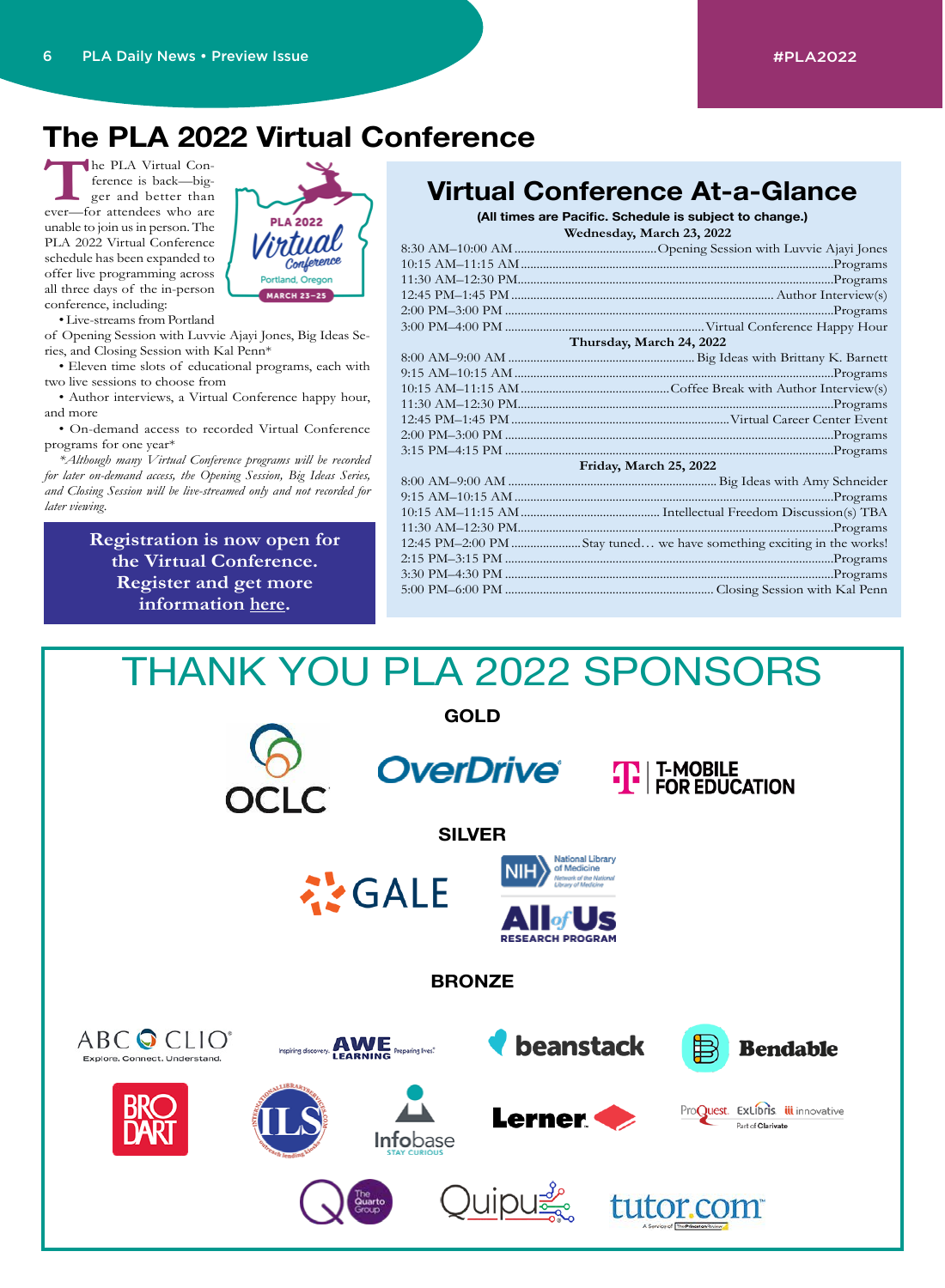# The PLA 2022 Virtual Conference

The PLA Virtual Conference is back—bigger and better than ever—for attendees who are unable to join us in person. The PLA 2022 Virtual Conference schedule has been expanded to offer live programming across all three days of the in-person conference, including:

- Live-streams from Portland of Opening Session with Luvvie Ajayi Jones, Big Ideas Series, and Closing Session with Kal Penn*
- Eleven time slots of educational programs, each with two live sessions to choose from
- Author interviews, a Virtual Conference happy hour, and more
- On-demand access to recorded Virtual Conference programs for one year*

*\*Although many Virtual Conference programs will be recorded for later on-demand access, the Opening Session, Big Ideas Series, and Closing Session will be live-streamed only and not recorded for later viewing.*

**Registration is now open for the Virtual Conference. Register and get more information here.**

## Virtual Conference At-a-Glance

**(All times are Pacific. Schedule is subject to change.)**

**Wednesday, March 23, 2022**

| Time | Event |
|---|---|
| 8:30 AM–10:00 AM | Opening Session with Luvvie Ajayi Jones |
| 10:15 AM–11:15 AM | Programs |
| 11:30 AM–12:30 PM | Programs |
| 12:45 PM–1:45 PM | Author Interview(s) |
| 2:00 PM–3:00 PM | Programs |
| 3:00 PM–4:00 PM | Virtual Conference Happy Hour |

**Thursday, March 24, 2022**

| Time | Event |
|---|---|
| 8:00 AM–9:00 AM | Big Ideas with Brittany K. Barnett |
| 9:15 AM–10:15 AM | Programs |
| 10:15 AM–11:15 AM | Coffee Break with Author Interview(s) |
| 11:30 AM–12:30 PM | Programs |
| 12:45 PM–1:45 PM | Virtual Career Center Event |
| 2:00 PM–3:00 PM | Programs |
| 3:15 PM–4:15 PM | Programs |

**Friday, March 25, 2022**

| Time | Event |
|---|---|
| 8:00 AM–9:00 AM | Big Ideas with Amy Schneider |
| 9:15 AM–10:15 AM | Programs |
| 10:15 AM–11:15 AM | Intellectual Freedom Discussion(s) TBA |
| 11:30 AM–12:30 PM | Programs |
| 12:45 PM–2:00 PM | Stay tuned… we have something exciting in the works! |
| 2:15 PM–3:15 PM | Programs |
| 3:30 PM–4:30 PM | Programs |
| 5:00 PM–6:00 PM | Closing Session with Kal Penn |

# THANK YOU PLA 2022 SPONSORS

**GOLD**

OCLC · OverDrive · T-Mobile for Education

**SILVER**

Gale · NIH National Library of Medicine / All of Us Research Program

**BRONZE**

ABC-CLIO · AWE Learning · Beanstack · Bendable · Brodart · ILS · Infobase · Lerner · ProQuest / Ex Libris / Innovative · The Quarto Group · Quipu · tutor.com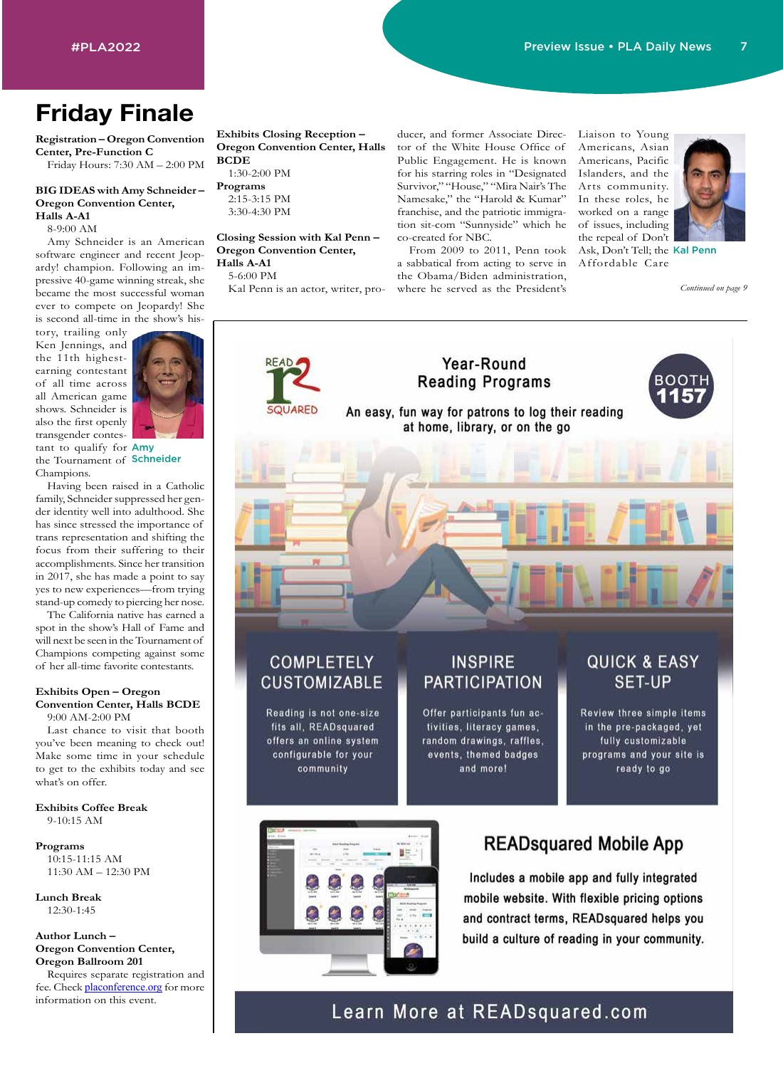# Friday Finale

**Registration – Oregon Convention Center, Pre-Function C**
Friday Hours: 7:30 AM – 2:00 PM

**BIG IDEAS with Amy Schneider – Oregon Convention Center, Halls A-A1**
8-9:00 AM

Amy Schneider is an American software engineer and recent Jeopardy! champion. Following an impressive 40-game winning streak, she became the most successful woman ever to compete on Jeopardy! She is second all-time in the show's history, trailing only Ken Jennings, and the 11th highest-earning contestant of all time across all American game shows. Schneider is also the first openly transgender contestant to qualify for the Tournament of Champions.

Amy Schneider

Having been raised in a Catholic family, Schneider suppressed her gender identity well into adulthood. She has since stressed the importance of trans representation and shifting the focus from their suffering to their accomplishments. Since her transition in 2017, she has made a point to say yes to new experiences—from trying stand-up comedy to piercing her nose.

The California native has earned a spot in the show's Hall of Fame and will next be seen in the Tournament of Champions competing against some of her all-time favorite contestants.

**Exhibits Open – Oregon Convention Center, Halls BCDE**
9:00 AM-2:00 PM

Last chance to visit that booth you've been meaning to check out! Make some time in your schedule to get to the exhibits today and see what's on offer.

**Exhibits Coffee Break**
9-10:15 AM

**Programs**
10:15-11:15 AM
11:30 AM – 12:30 PM

**Lunch Break**
12:30-1:45

**Author Lunch – Oregon Convention Center, Oregon Ballroom 201**
Requires separate registration and fee. Check placonference.org for more information on this event.

**Exhibits Closing Reception – Oregon Convention Center, Halls BCDE**
1:30-2:00 PM

**Programs**
2:15-3:15 PM
3:30-4:30 PM

**Closing Session with Kal Penn – Oregon Convention Center, Halls A-A1**
5-6:00 PM

Kal Penn is an actor, writer, producer, and former Associate Director of the White House Office of Public Engagement. He is known for his starring roles in "Designated Survivor," "House," "Mira Nair's The Namesake," the "Harold & Kumar" franchise, and the patriotic immigration sit-com "Sunnyside" which he co-created for NBC.

From 2009 to 2011, Penn took a sabbatical from acting to serve in the Obama/Biden administration, where he served as the President's Liaison to Young Americans, Asian Americans, Pacific Islanders, and the Arts community. In these roles, he worked on a range of issues, including the repeal of Don't Ask, Don't Tell; the Affordable Care

Kal Penn

*Continued on page 9*

---

READ SQUARED

## Year-Round Reading Programs

BOOTH 1157

An easy, fun way for patrons to log their reading at home, library, or on the go

### COMPLETELY CUSTOMIZABLE

Reading is not one-size fits all, READsquared offers an online system configurable for your community

### INSPIRE PARTICIPATION

Offer participants fun activities, literacy games, random drawings, raffles, events, themed badges and more!

### QUICK & EASY SET-UP

Review three simple items in the pre-packaged, yet fully customizable programs and your site is ready to go

### READsquared Mobile App

Includes a mobile app and fully integrated mobile website. With flexible pricing options and contract terms, READsquared helps you build a culture of reading in your community.

Learn More at READsquared.com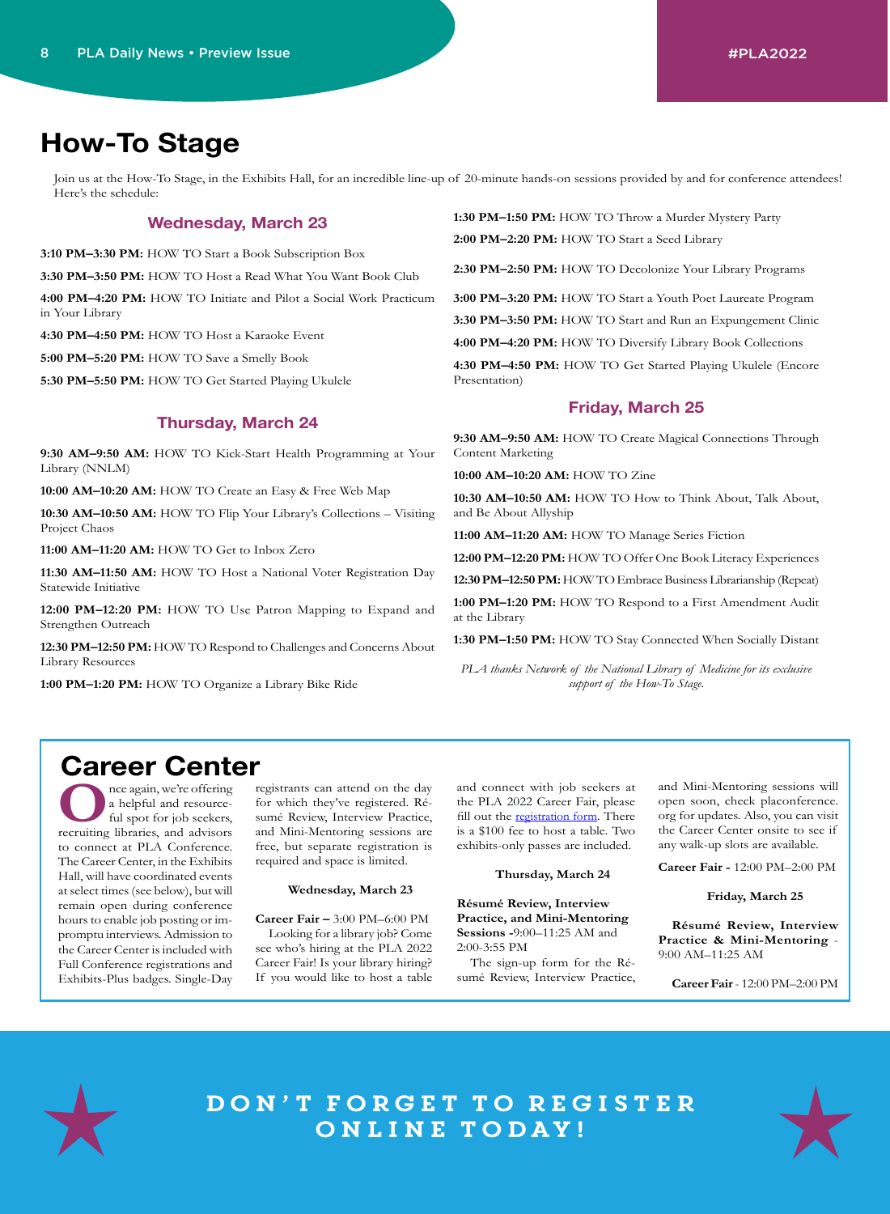# How-To Stage

Join us at the How-To Stage, in the Exhibits Hall, for an incredible line-up of 20-minute hands-on sessions provided by and for conference attendees! Here's the schedule:

### Wednesday, March 23

**3:10 PM–3:30 PM:** HOW TO Start a Book Subscription Box

**3:30 PM–3:50 PM:** HOW TO Host a Read What You Want Book Club

**4:00 PM–4:20 PM:** HOW TO Initiate and Pilot a Social Work Practicum in Your Library

**4:30 PM–4:50 PM:** HOW TO Host a Karaoke Event

**5:00 PM–5:20 PM:** HOW TO Save a Smelly Book

**5:30 PM–5:50 PM:** HOW TO Get Started Playing Ukulele

### Thursday, March 24

**9:30 AM–9:50 AM:** HOW TO Kick-Start Health Programming at Your Library (NNLM)

**10:00 AM–10:20 AM:** HOW TO Create an Easy & Free Web Map

**10:30 AM–10:50 AM:** HOW TO Flip Your Library's Collections – Visiting Project Chaos

**11:00 AM–11:20 AM:** HOW TO Get to Inbox Zero

**11:30 AM–11:50 AM:** HOW TO Host a National Voter Registration Day Statewide Initiative

**12:00 PM–12:20 PM:** HOW TO Use Patron Mapping to Expand and Strengthen Outreach

**12:30 PM–12:50 PM:** HOW TO Respond to Challenges and Concerns About Library Resources

**1:00 PM–1:20 PM:** HOW TO Organize a Library Bike Ride

**1:30 PM–1:50 PM:** HOW TO Throw a Murder Mystery Party

**2:00 PM–2:20 PM:** HOW TO Start a Seed Library

**2:30 PM–2:50 PM:** HOW TO Decolonize Your Library Programs

**3:00 PM–3:20 PM:** HOW TO Start a Youth Poet Laureate Program

**3:30 PM–3:50 PM:** HOW TO Start and Run an Expungement Clinic

**4:00 PM–4:20 PM:** HOW TO Diversify Library Book Collections

**4:30 PM–4:50 PM:** HOW TO Get Started Playing Ukulele (Encore Presentation)

### Friday, March 25

**9:30 AM–9:50 AM:** HOW TO Create Magical Connections Through Content Marketing

**10:00 AM–10:20 AM:** HOW TO Zine

**10:30 AM–10:50 AM:** HOW TO How to Think About, Talk About, and Be About Allyship

**11:00 AM–11:20 AM:** HOW TO Manage Series Fiction

**12:00 PM–12:20 PM:** HOW TO Offer One Book Literacy Experiences

**12:30 PM–12:50 PM:** HOW TO Embrace Business Librarianship (Repeat)

**1:00 PM–1:20 PM:** HOW TO Respond to a First Amendment Audit at the Library

**1:30 PM–1:50 PM:** HOW TO Stay Connected When Socially Distant

*PLA thanks Network of the National Library of Medicine for its exclusive support of the How-To Stage.*

# Career Center

Once again, we're offering a helpful and resourceful spot for job seekers, recruiting libraries, and advisors to connect at PLA Conference. The Career Center, in the Exhibits Hall, will have coordinated events at select times (see below), but will remain open during conference hours to enable job posting or impromptu interviews. Admission to the Career Center is included with Full Conference registrations and Exhibits-Plus badges. Single-Day registrants can attend on the day for which they've registered. Résumé Review, Interview Practice, and Mini-Mentoring sessions are free, but separate registration is required and space is limited.

**Wednesday, March 23**

**Career Fair –** 3:00 PM–6:00 PM

Looking for a library job? Come see who's hiring at the PLA 2022 Career Fair! Is your library hiring? If you would like to host a table and connect with job seekers at the PLA 2022 Career Fair, please fill out the registration form. There is a $100 fee to host a table. Two exhibits-only passes are included.

**Thursday, March 24**

**Résumé Review, Interview Practice, and Mini-Mentoring Sessions -** 9:00–11:25 AM and 2:00-3:55 PM

The sign-up form for the Résumé Review, Interview Practice, and Mini-Mentoring sessions will open soon, check placonference.org for updates. Also, you can visit the Career Center onsite to see if any walk-up slots are available.

**Career Fair -** 12:00 PM–2:00 PM

**Friday, March 25**

**Résumé Review, Interview Practice & Mini-Mentoring** - 9:00 AM–11:25 AM

**Career Fair** - 12:00 PM–2:00 PM

**DON'T FORGET TO REGISTER ONLINE TODAY!**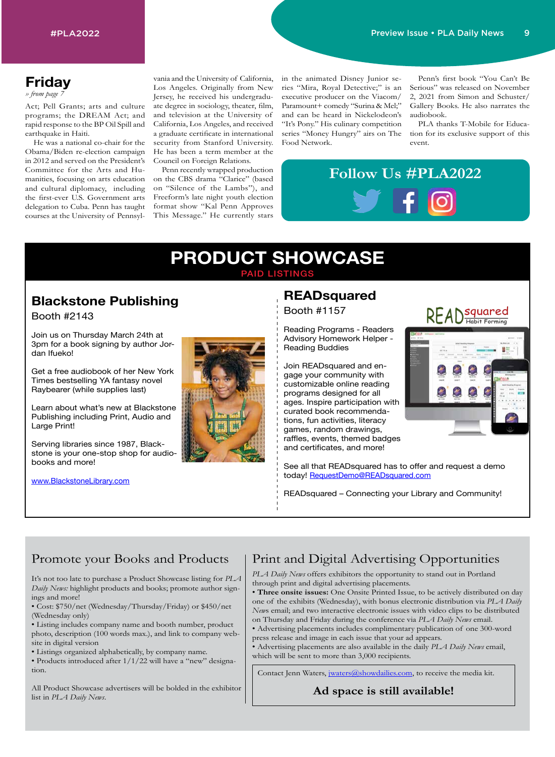## Friday

*» from page 7*

Act; Pell Grants; arts and culture programs; the DREAM Act; and rapid response to the BP Oil Spill and earthquake in Haiti.

He was a national co-chair for the Obama/Biden re-election campaign in 2012 and served on the President's Committee for the Arts and Humanities, focusing on arts education and cultural diplomacy, including the first-ever U.S. Government arts delegation to Cuba. Penn has taught courses at the University of Pennsylvania and the University of California, Los Angeles. Originally from New Jersey, he received his undergraduate degree in sociology, theater, film, and television at the University of California, Los Angeles, and received a graduate certificate in international security from Stanford University. He has been a term member at the Council on Foreign Relations.

Penn recently wrapped production on the CBS drama "Clarice" (based on "Silence of the Lambs"), and Freeform's late night youth election format show "Kal Penn Approves This Message." He currently stars in the animated Disney Junior series "Mira, Royal Detective;" is an executive producer on the Viacom/Paramount+ comedy "Surina & Mel;" and can be heard in Nickelodeon's "It's Pony." His culinary competition series "Money Hungry" airs on The Food Network.

Penn's first book "You Can't Be Serious" was released on November 2, 2021 from Simon and Schuster/Gallery Books. He also narrates the audiobook.

PLA thanks T-Mobile for Education for its exclusive support of this event.

**Follow Us #PLA2022**

# PRODUCT SHOWCASE

PAID LISTINGS

### Blackstone Publishing

Booth #2143

Join us on Thursday March 24th at 3pm for a book signing by author Jordan Ifueko!

Get a free audiobook of her New York Times bestselling YA fantasy novel Raybearer (while supplies last)

Learn about what's new at Blackstone Publishing including Print, Audio and Large Print!

Serving libraries since 1987, Blackstone is your one-stop shop for audiobooks and more!

www.BlackstoneLibrary.com

### READsquared

Booth #1157

READsquared Habit Forming

Reading Programs - Readers Advisory Homework Helper - Reading Buddies

Join READsquared and engage your community with customizable online reading programs designed for all ages. Inspire participation with curated book recommendations, fun activities, literacy games, random drawings, raffles, events, themed badges and certificates, and more!

See all that READsquared has to offer and request a demo today! RequestDemo@READsquared.com

READsquared – Connecting your Library and Community!

## Promote your Books and Products

It's not too late to purchase a Product Showcase listing for *PLA Daily News:* highlight products and books; promote author signings and more!

- Cost: $750/net (Wednesday/Thursday/Friday) or $450/net (Wednesday only)
- Listing includes company name and booth number, product photo, description (100 words max.), and link to company website in digital version
- Listings organized alphabetically, by company name.
- Products introduced after 1/1/22 will have a "new" designation.

All Product Showcase advertisers will be bolded in the exhibitor list in *PLA Daily News.*

## Print and Digital Advertising Opportunities

*PLA Daily News* offers exhibitors the opportunity to stand out in Portland through print and digital advertising placements.

- **Three onsite issues:** One Onsite Printed Issue, to be actively distributed on day one of the exhibits (Wednesday), with bonus electronic distribution via *PLA Daily News* email; and two interactive electronic issues with video clips to be distributed on Thursday and Friday during the conference via *PLA Daily News* email.
- Advertising placements includes complimentary publication of one 300-word press release and image in each issue that your ad appears.
- Advertising placements are also available in the daily *PLA Daily News* email, which will be sent to more than 3,000 recipients.

Contact Jenn Waters, jwaters@showdailies.com, to receive the media kit.

**Ad space is still available!**